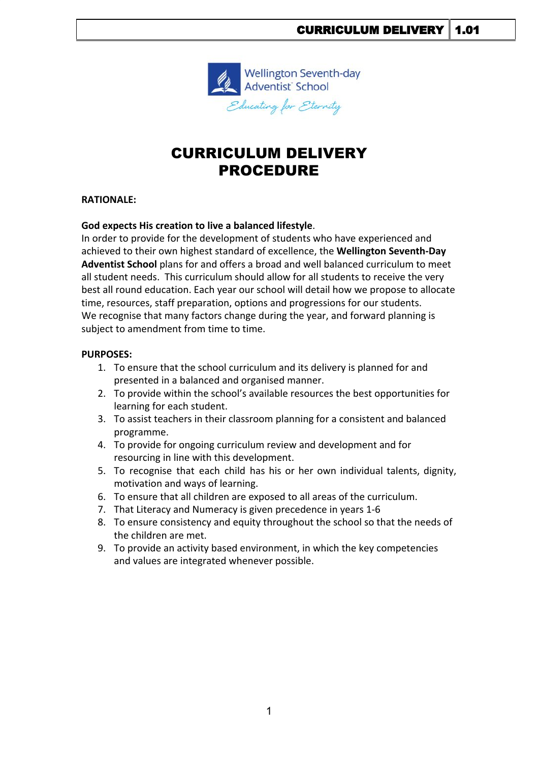# CURRICULUM DELIVERY PROCEDURE

**RATIONALE:**

**God expects His creation to live a balanced lifestyle**.
In order to provide for the development of students who have experienced and achieved to their own highest standard of excellence, the **Wellington Seventh-Day Adventist School** plans for and offers a broad and well balanced curriculum to meet all student needs. This curriculum should allow for all students to receive the very best all round education. Each year our school will detail how we propose to allocate time, resources, staff preparation, options and progressions for our students.
We recognise that many factors change during the year, and forward planning is subject to amendment from time to time.

**PURPOSES:**

1. To ensure that the school curriculum and its delivery is planned for and presented in a balanced and organised manner.
2. To provide within the school's available resources the best opportunities for learning for each student.
3. To assist teachers in their classroom planning for a consistent and balanced programme.
4. To provide for ongoing curriculum review and development and for resourcing in line with this development.
5. To recognise that each child has his or her own individual talents, dignity, motivation and ways of learning.
6. To ensure that all children are exposed to all areas of the curriculum.
7. That Literacy and Numeracy is given precedence in years 1-6
8. To ensure consistency and equity throughout the school so that the needs of the children are met.
9. To provide an activity based environment, in which the key competencies and values are integrated whenever possible.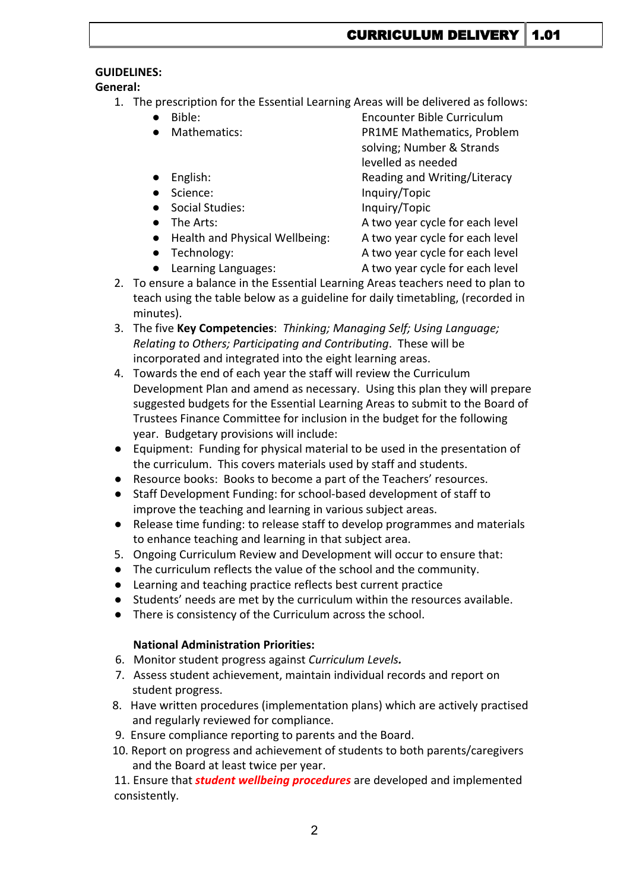**GUIDELINES:**

**General:**

1. The prescription for the Essential Learning Areas will be delivered as follows:
   - Bible: Encounter Bible Curriculum
   - Mathematics: PR1ME Mathematics, Problem solving; Number & Strands levelled as needed
   - English: Reading and Writing/Literacy
   - Science: Inquiry/Topic
   - Social Studies: Inquiry/Topic
   - The Arts: A two year cycle for each level
   - Health and Physical Wellbeing: A two year cycle for each level
   - Technology: A two year cycle for each level
   - Learning Languages: A two year cycle for each level
2. To ensure a balance in the Essential Learning Areas teachers need to plan to teach using the table below as a guideline for daily timetabling, (recorded in minutes).
3. The five **Key Competencies**: *Thinking; Managing Self; Using Language; Relating to Others; Participating and Contributing*. These will be incorporated and integrated into the eight learning areas.
4. Towards the end of each year the staff will review the Curriculum Development Plan and amend as necessary. Using this plan they will prepare suggested budgets for the Essential Learning Areas to submit to the Board of Trustees Finance Committee for inclusion in the budget for the following year. Budgetary provisions will include:

- Equipment: Funding for physical material to be used in the presentation of the curriculum. This covers materials used by staff and students.
- Resource books: Books to become a part of the Teachers' resources.
- Staff Development Funding: for school-based development of staff to improve the teaching and learning in various subject areas.
- Release time funding: to release staff to develop programmes and materials to enhance teaching and learning in that subject area.

5. Ongoing Curriculum Review and Development will occur to ensure that:

- The curriculum reflects the value of the school and the community.
- Learning and teaching practice reflects best current practice
- Students' needs are met by the curriculum within the resources available.
- There is consistency of the Curriculum across the school.

**National Administration Priorities:**

6. Monitor student progress against *Curriculum Levels.*
7. Assess student achievement, maintain individual records and report on student progress.
8. Have written procedures (implementation plans) which are actively practised and regularly reviewed for compliance.
9. Ensure compliance reporting to parents and the Board.
10. Report on progress and achievement of students to both parents/caregivers and the Board at least twice per year.
11. Ensure that ***student wellbeing procedures*** are developed and implemented consistently.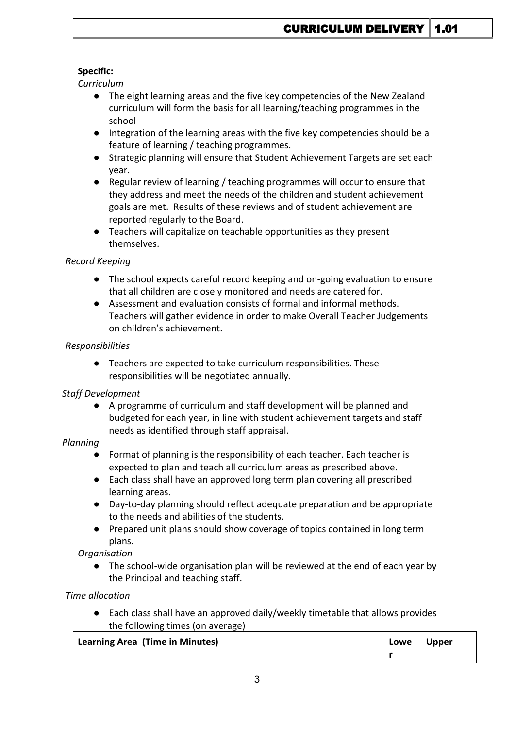**Specific:**

*Curriculum*

- The eight learning areas and the five key competencies of the New Zealand curriculum will form the basis for all learning/teaching programmes in the school
- Integration of the learning areas with the five key competencies should be a feature of learning / teaching programmes.
- Strategic planning will ensure that Student Achievement Targets are set each year.
- Regular review of learning / teaching programmes will occur to ensure that they address and meet the needs of the children and student achievement goals are met. Results of these reviews and of student achievement are reported regularly to the Board.
- Teachers will capitalize on teachable opportunities as they present themselves.

*Record Keeping*

- The school expects careful record keeping and on-going evaluation to ensure that all children are closely monitored and needs are catered for.
- Assessment and evaluation consists of formal and informal methods. Teachers will gather evidence in order to make Overall Teacher Judgements on children's achievement.

*Responsibilities*

- Teachers are expected to take curriculum responsibilities. These responsibilities will be negotiated annually.

*Staff Development*

- A programme of curriculum and staff development will be planned and budgeted for each year, in line with student achievement targets and staff needs as identified through staff appraisal.

*Planning*

- Format of planning is the responsibility of each teacher. Each teacher is expected to plan and teach all curriculum areas as prescribed above.
- Each class shall have an approved long term plan covering all prescribed learning areas.
- Day-to-day planning should reflect adequate preparation and be appropriate to the needs and abilities of the students.
- Prepared unit plans should show coverage of topics contained in long term plans.

*Organisation*

- The school-wide organisation plan will be reviewed at the end of each year by the Principal and teaching staff.

*Time allocation*

- Each class shall have an approved daily/weekly timetable that allows provides the following times (on average)

| Learning Area (Time in Minutes) | Lower | Upper |
|---|---|---|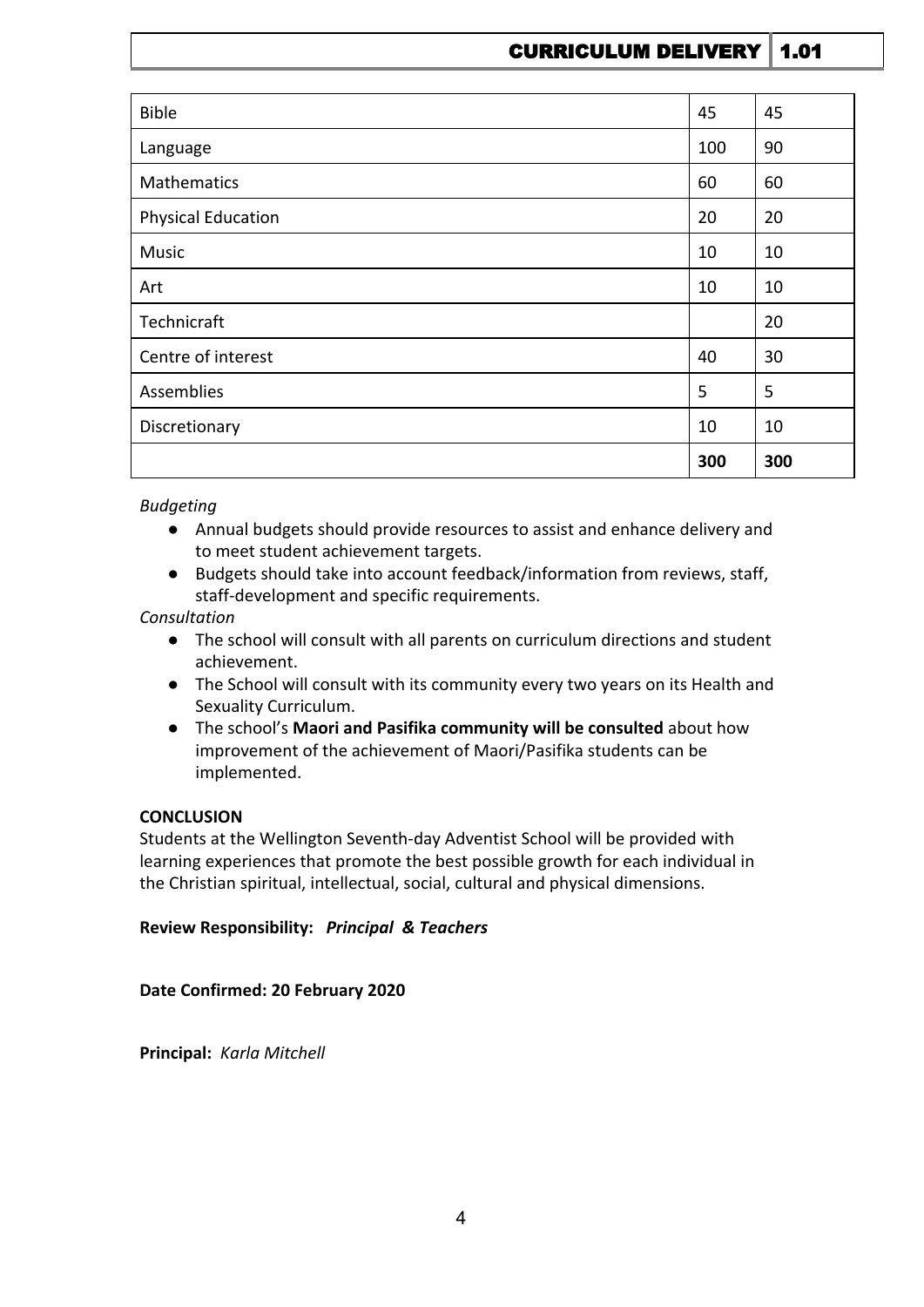| | | |
|---|---|---|
| Bible | 45 | 45 |
| Language | 100 | 90 |
| Mathematics | 60 | 60 |
| Physical Education | 20 | 20 |
| Music | 10 | 10 |
| Art | 10 | 10 |
| Technicraft | | 20 |
| Centre of interest | 40 | 30 |
| Assemblies | 5 | 5 |
| Discretionary | 10 | 10 |
| | **300** | **300** |

*Budgeting*

- Annual budgets should provide resources to assist and enhance delivery and to meet student achievement targets.
- Budgets should take into account feedback/information from reviews, staff, staff-development and specific requirements.

*Consultation*

- The school will consult with all parents on curriculum directions and student achievement.
- The School will consult with its community every two years on its Health and Sexuality Curriculum.
- The school's **Maori and Pasifika community will be consulted** about how improvement of the achievement of Maori/Pasifika students can be implemented.

**CONCLUSION**

Students at the Wellington Seventh-day Adventist School will be provided with learning experiences that promote the best possible growth for each individual in the Christian spiritual, intellectual, social, cultural and physical dimensions.

**Review Responsibility:** ***Principal & Teachers***

**Date Confirmed: 20 February 2020**

**Principal:** *Karla Mitchell*